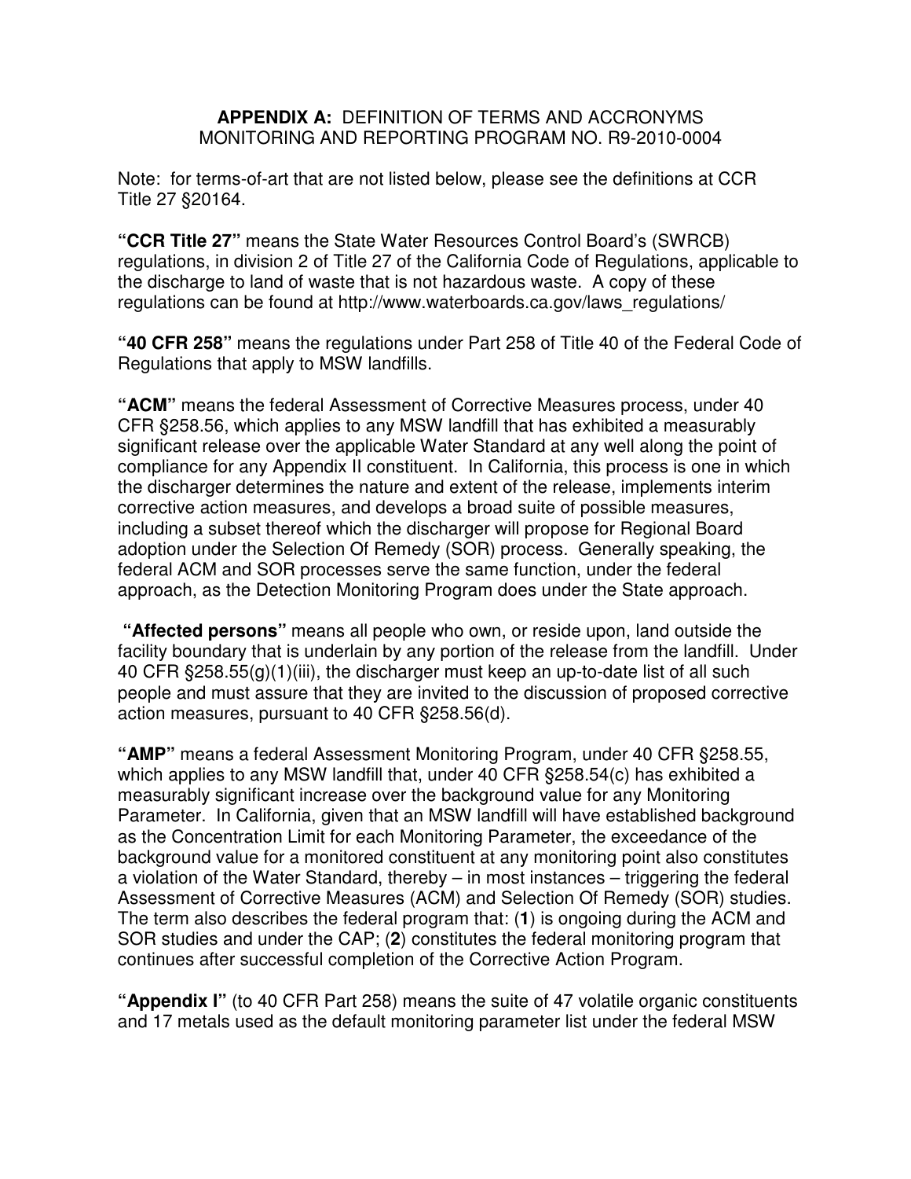## APPENDIX A: DEFINITION OF TERMS AND ACCRONYMS
## MONITORING AND REPORTING PROGRAM NO. R9-2010-0004

Note: for terms-of-art that are not listed below, please see the definitions at CCR Title 27 §20164.

**"CCR Title 27"** means the State Water Resources Control Board's (SWRCB) regulations, in division 2 of Title 27 of the California Code of Regulations, applicable to the discharge to land of waste that is not hazardous waste. A copy of these regulations can be found at http://www.waterboards.ca.gov/laws_regulations/

**"40 CFR 258"** means the regulations under Part 258 of Title 40 of the Federal Code of Regulations that apply to MSW landfills.

**"ACM"** means the federal Assessment of Corrective Measures process, under 40 CFR §258.56, which applies to any MSW landfill that has exhibited a measurably significant release over the applicable Water Standard at any well along the point of compliance for any Appendix II constituent. In California, this process is one in which the discharger determines the nature and extent of the release, implements interim corrective action measures, and develops a broad suite of possible measures, including a subset thereof which the discharger will propose for Regional Board adoption under the Selection Of Remedy (SOR) process. Generally speaking, the federal ACM and SOR processes serve the same function, under the federal approach, as the Detection Monitoring Program does under the State approach.

**"Affected persons"** means all people who own, or reside upon, land outside the facility boundary that is underlain by any portion of the release from the landfill. Under 40 CFR §258.55(g)(1)(iii), the discharger must keep an up-to-date list of all such people and must assure that they are invited to the discussion of proposed corrective action measures, pursuant to 40 CFR §258.56(d).

**"AMP"** means a federal Assessment Monitoring Program, under 40 CFR §258.55, which applies to any MSW landfill that, under 40 CFR §258.54(c) has exhibited a measurably significant increase over the background value for any Monitoring Parameter. In California, given that an MSW landfill will have established background as the Concentration Limit for each Monitoring Parameter, the exceedance of the background value for a monitored constituent at any monitoring point also constitutes a violation of the Water Standard, thereby – in most instances – triggering the federal Assessment of Corrective Measures (ACM) and Selection Of Remedy (SOR) studies. The term also describes the federal program that: (**1**) is ongoing during the ACM and SOR studies and under the CAP; (**2**) constitutes the federal monitoring program that continues after successful completion of the Corrective Action Program.

**"Appendix I"** (to 40 CFR Part 258) means the suite of 47 volatile organic constituents and 17 metals used as the default monitoring parameter list under the federal MSW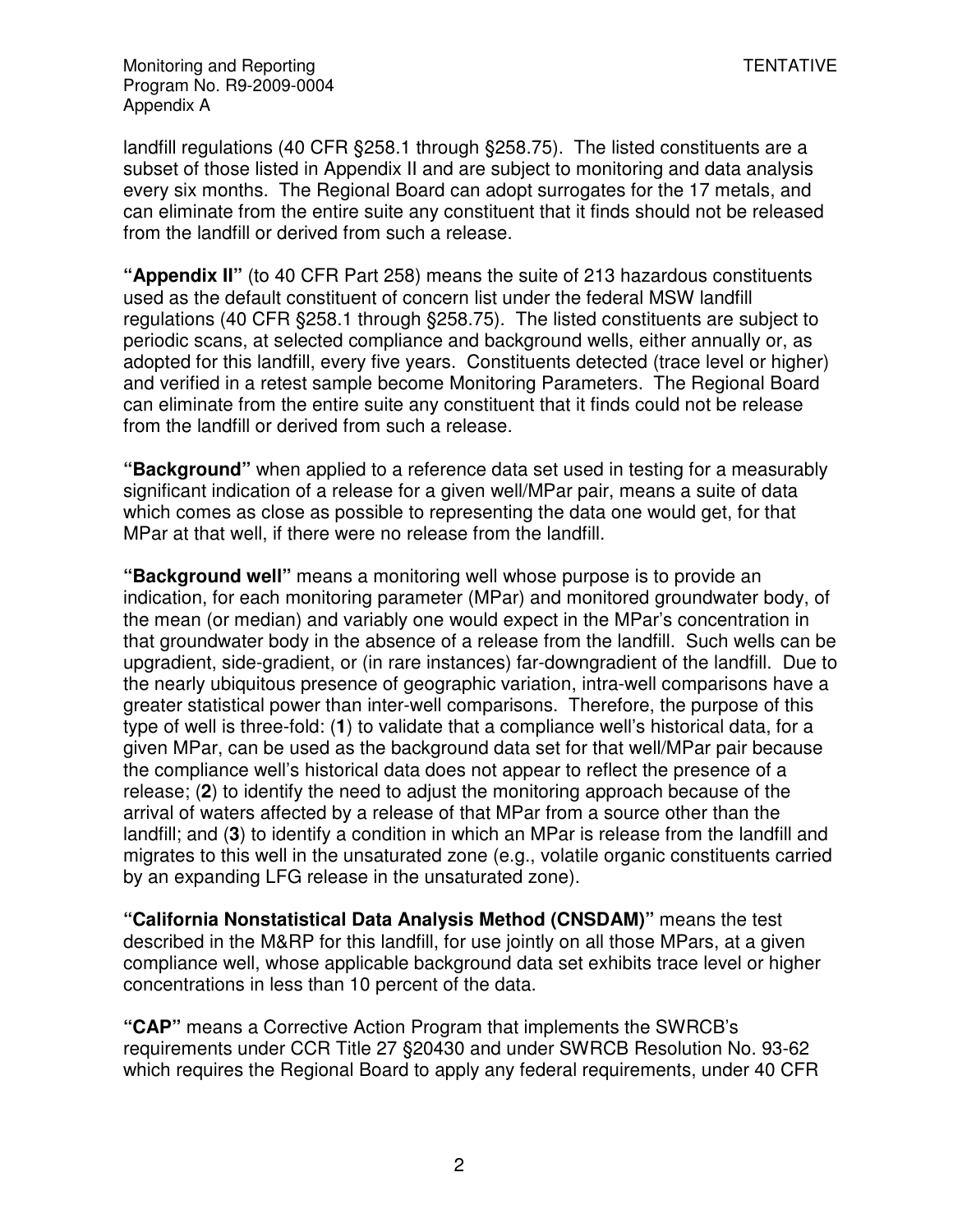landfill regulations (40 CFR §258.1 through §258.75). The listed constituents are a subset of those listed in Appendix II and are subject to monitoring and data analysis every six months. The Regional Board can adopt surrogates for the 17 metals, and can eliminate from the entire suite any constituent that it finds should not be released from the landfill or derived from such a release.

**"Appendix II"** (to 40 CFR Part 258) means the suite of 213 hazardous constituents used as the default constituent of concern list under the federal MSW landfill regulations (40 CFR §258.1 through §258.75). The listed constituents are subject to periodic scans, at selected compliance and background wells, either annually or, as adopted for this landfill, every five years. Constituents detected (trace level or higher) and verified in a retest sample become Monitoring Parameters. The Regional Board can eliminate from the entire suite any constituent that it finds could not be release from the landfill or derived from such a release.

**"Background"** when applied to a reference data set used in testing for a measurably significant indication of a release for a given well/MPar pair, means a suite of data which comes as close as possible to representing the data one would get, for that MPar at that well, if there were no release from the landfill.

**"Background well"** means a monitoring well whose purpose is to provide an indication, for each monitoring parameter (MPar) and monitored groundwater body, of the mean (or median) and variably one would expect in the MPar's concentration in that groundwater body in the absence of a release from the landfill. Such wells can be upgradient, side-gradient, or (in rare instances) far-downgradient of the landfill. Due to the nearly ubiquitous presence of geographic variation, intra-well comparisons have a greater statistical power than inter-well comparisons. Therefore, the purpose of this type of well is three-fold: (**1**) to validate that a compliance well's historical data, for a given MPar, can be used as the background data set for that well/MPar pair because the compliance well's historical data does not appear to reflect the presence of a release; (**2**) to identify the need to adjust the monitoring approach because of the arrival of waters affected by a release of that MPar from a source other than the landfill; and (**3**) to identify a condition in which an MPar is release from the landfill and migrates to this well in the unsaturated zone (e.g., volatile organic constituents carried by an expanding LFG release in the unsaturated zone).

**"California Nonstatistical Data Analysis Method (CNSDAM)"** means the test described in the M&RP for this landfill, for use jointly on all those MPars, at a given compliance well, whose applicable background data set exhibits trace level or higher concentrations in less than 10 percent of the data.

**"CAP"** means a Corrective Action Program that implements the SWRCB's requirements under CCR Title 27 §20430 and under SWRCB Resolution No. 93-62 which requires the Regional Board to apply any federal requirements, under 40 CFR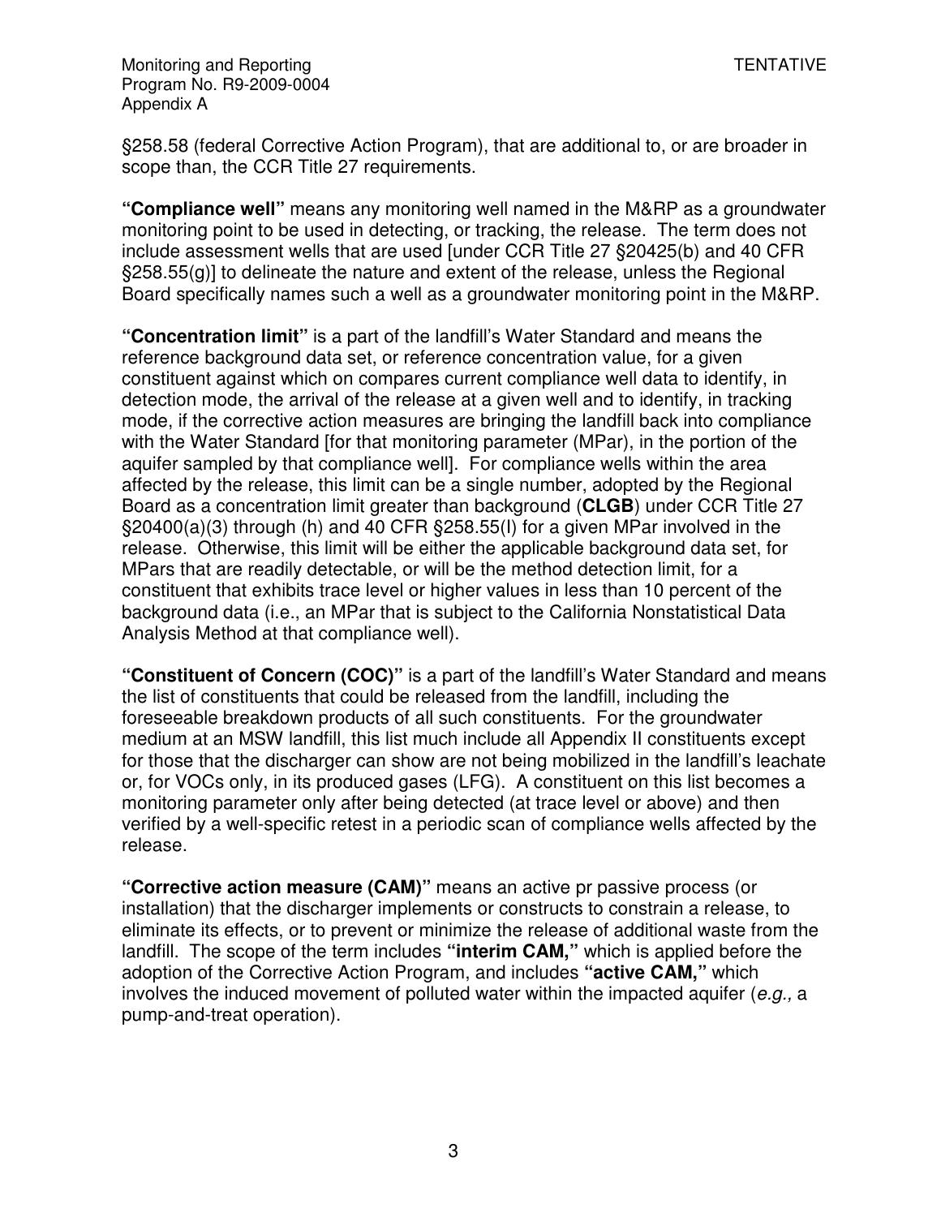§258.58 (federal Corrective Action Program), that are additional to, or are broader in scope than, the CCR Title 27 requirements.

**"Compliance well"** means any monitoring well named in the M&RP as a groundwater monitoring point to be used in detecting, or tracking, the release. The term does not include assessment wells that are used [under CCR Title 27 §20425(b) and 40 CFR §258.55(g)] to delineate the nature and extent of the release, unless the Regional Board specifically names such a well as a groundwater monitoring point in the M&RP.

**"Concentration limit"** is a part of the landfill's Water Standard and means the reference background data set, or reference concentration value, for a given constituent against which on compares current compliance well data to identify, in detection mode, the arrival of the release at a given well and to identify, in tracking mode, if the corrective action measures are bringing the landfill back into compliance with the Water Standard [for that monitoring parameter (MPar), in the portion of the aquifer sampled by that compliance well]. For compliance wells within the area affected by the release, this limit can be a single number, adopted by the Regional Board as a concentration limit greater than background (**CLGB**) under CCR Title 27 §20400(a)(3) through (h) and 40 CFR §258.55(I) for a given MPar involved in the release. Otherwise, this limit will be either the applicable background data set, for MPars that are readily detectable, or will be the method detection limit, for a constituent that exhibits trace level or higher values in less than 10 percent of the background data (i.e., an MPar that is subject to the California Nonstatistical Data Analysis Method at that compliance well).

**"Constituent of Concern (COC)"** is a part of the landfill's Water Standard and means the list of constituents that could be released from the landfill, including the foreseeable breakdown products of all such constituents. For the groundwater medium at an MSW landfill, this list much include all Appendix II constituents except for those that the discharger can show are not being mobilized in the landfill's leachate or, for VOCs only, in its produced gases (LFG). A constituent on this list becomes a monitoring parameter only after being detected (at trace level or above) and then verified by a well-specific retest in a periodic scan of compliance wells affected by the release.

**"Corrective action measure (CAM)"** means an active pr passive process (or installation) that the discharger implements or constructs to constrain a release, to eliminate its effects, or to prevent or minimize the release of additional waste from the landfill. The scope of the term includes **"interim CAM,"** which is applied before the adoption of the Corrective Action Program, and includes **"active CAM,"** which involves the induced movement of polluted water within the impacted aquifer (*e.g.,* a pump-and-treat operation).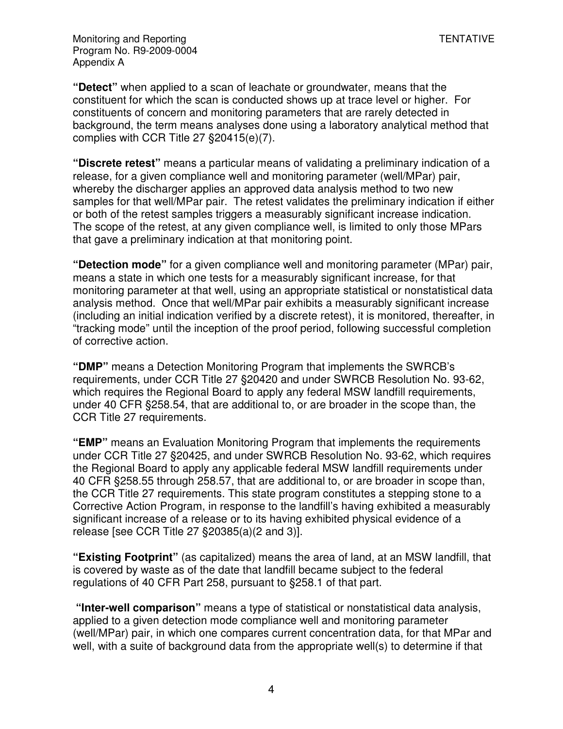**"Detect"** when applied to a scan of leachate or groundwater, means that the constituent for which the scan is conducted shows up at trace level or higher. For constituents of concern and monitoring parameters that are rarely detected in background, the term means analyses done using a laboratory analytical method that complies with CCR Title 27 §20415(e)(7).

**"Discrete retest"** means a particular means of validating a preliminary indication of a release, for a given compliance well and monitoring parameter (well/MPar) pair, whereby the discharger applies an approved data analysis method to two new samples for that well/MPar pair. The retest validates the preliminary indication if either or both of the retest samples triggers a measurably significant increase indication. The scope of the retest, at any given compliance well, is limited to only those MPars that gave a preliminary indication at that monitoring point.

**"Detection mode"** for a given compliance well and monitoring parameter (MPar) pair, means a state in which one tests for a measurably significant increase, for that monitoring parameter at that well, using an appropriate statistical or nonstatistical data analysis method. Once that well/MPar pair exhibits a measurably significant increase (including an initial indication verified by a discrete retest), it is monitored, thereafter, in "tracking mode" until the inception of the proof period, following successful completion of corrective action.

**"DMP"** means a Detection Monitoring Program that implements the SWRCB's requirements, under CCR Title 27 §20420 and under SWRCB Resolution No. 93-62, which requires the Regional Board to apply any federal MSW landfill requirements, under 40 CFR §258.54, that are additional to, or are broader in the scope than, the CCR Title 27 requirements.

**"EMP"** means an Evaluation Monitoring Program that implements the requirements under CCR Title 27 §20425, and under SWRCB Resolution No. 93-62, which requires the Regional Board to apply any applicable federal MSW landfill requirements under 40 CFR §258.55 through 258.57, that are additional to, or are broader in scope than, the CCR Title 27 requirements. This state program constitutes a stepping stone to a Corrective Action Program, in response to the landfill's having exhibited a measurably significant increase of a release or to its having exhibited physical evidence of a release [see CCR Title 27 §20385(a)(2 and 3)].

**"Existing Footprint"** (as capitalized) means the area of land, at an MSW landfill, that is covered by waste as of the date that landfill became subject to the federal regulations of 40 CFR Part 258, pursuant to §258.1 of that part.

**"Inter-well comparison"** means a type of statistical or nonstatistical data analysis, applied to a given detection mode compliance well and monitoring parameter (well/MPar) pair, in which one compares current concentration data, for that MPar and well, with a suite of background data from the appropriate well(s) to determine if that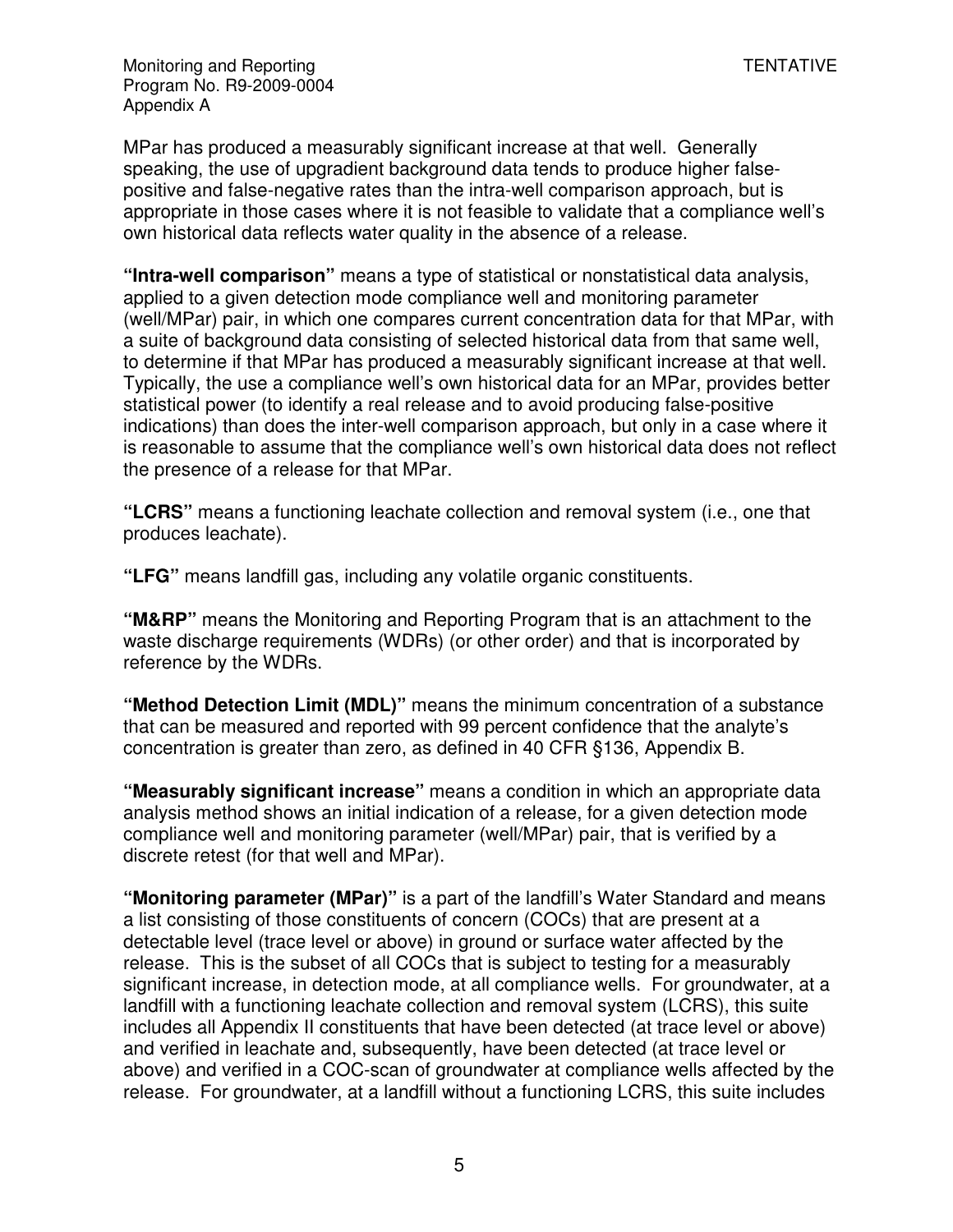MPar has produced a measurably significant increase at that well. Generally speaking, the use of upgradient background data tends to produce higher false-positive and false-negative rates than the intra-well comparison approach, but is appropriate in those cases where it is not feasible to validate that a compliance well's own historical data reflects water quality in the absence of a release.

**"Intra-well comparison"** means a type of statistical or nonstatistical data analysis, applied to a given detection mode compliance well and monitoring parameter (well/MPar) pair, in which one compares current concentration data for that MPar, with a suite of background data consisting of selected historical data from that same well, to determine if that MPar has produced a measurably significant increase at that well. Typically, the use a compliance well's own historical data for an MPar, provides better statistical power (to identify a real release and to avoid producing false-positive indications) than does the inter-well comparison approach, but only in a case where it is reasonable to assume that the compliance well's own historical data does not reflect the presence of a release for that MPar.

**"LCRS"** means a functioning leachate collection and removal system (i.e., one that produces leachate).

**"LFG"** means landfill gas, including any volatile organic constituents.

**"M&RP"** means the Monitoring and Reporting Program that is an attachment to the waste discharge requirements (WDRs) (or other order) and that is incorporated by reference by the WDRs.

**"Method Detection Limit (MDL)"** means the minimum concentration of a substance that can be measured and reported with 99 percent confidence that the analyte's concentration is greater than zero, as defined in 40 CFR §136, Appendix B.

**"Measurably significant increase"** means a condition in which an appropriate data analysis method shows an initial indication of a release, for a given detection mode compliance well and monitoring parameter (well/MPar) pair, that is verified by a discrete retest (for that well and MPar).

**"Monitoring parameter (MPar)"** is a part of the landfill's Water Standard and means a list consisting of those constituents of concern (COCs) that are present at a detectable level (trace level or above) in ground or surface water affected by the release. This is the subset of all COCs that is subject to testing for a measurably significant increase, in detection mode, at all compliance wells. For groundwater, at a landfill with a functioning leachate collection and removal system (LCRS), this suite includes all Appendix II constituents that have been detected (at trace level or above) and verified in leachate and, subsequently, have been detected (at trace level or above) and verified in a COC-scan of groundwater at compliance wells affected by the release. For groundwater, at a landfill without a functioning LCRS, this suite includes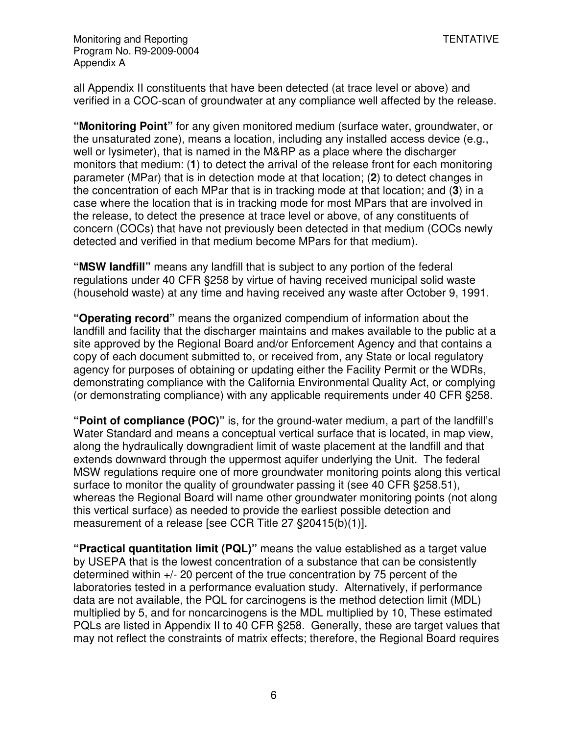all Appendix II constituents that have been detected (at trace level or above) and verified in a COC-scan of groundwater at any compliance well affected by the release.

**"Monitoring Point"** for any given monitored medium (surface water, groundwater, or the unsaturated zone), means a location, including any installed access device (e.g., well or lysimeter), that is named in the M&RP as a place where the discharger monitors that medium: (**1**) to detect the arrival of the release front for each monitoring parameter (MPar) that is in detection mode at that location; (**2**) to detect changes in the concentration of each MPar that is in tracking mode at that location; and (**3**) in a case where the location that is in tracking mode for most MPars that are involved in the release, to detect the presence at trace level or above, of any constituents of concern (COCs) that have not previously been detected in that medium (COCs newly detected and verified in that medium become MPars for that medium).

**"MSW landfill"** means any landfill that is subject to any portion of the federal regulations under 40 CFR §258 by virtue of having received municipal solid waste (household waste) at any time and having received any waste after October 9, 1991.

**"Operating record"** means the organized compendium of information about the landfill and facility that the discharger maintains and makes available to the public at a site approved by the Regional Board and/or Enforcement Agency and that contains a copy of each document submitted to, or received from, any State or local regulatory agency for purposes of obtaining or updating either the Facility Permit or the WDRs, demonstrating compliance with the California Environmental Quality Act, or complying (or demonstrating compliance) with any applicable requirements under 40 CFR §258.

**"Point of compliance (POC)"** is, for the ground-water medium, a part of the landfill's Water Standard and means a conceptual vertical surface that is located, in map view, along the hydraulically downgradient limit of waste placement at the landfill and that extends downward through the uppermost aquifer underlying the Unit. The federal MSW regulations require one of more groundwater monitoring points along this vertical surface to monitor the quality of groundwater passing it (see 40 CFR §258.51), whereas the Regional Board will name other groundwater monitoring points (not along this vertical surface) as needed to provide the earliest possible detection and measurement of a release [see CCR Title 27 §20415(b)(1)].

**"Practical quantitation limit (PQL)"** means the value established as a target value by USEPA that is the lowest concentration of a substance that can be consistently determined within +/- 20 percent of the true concentration by 75 percent of the laboratories tested in a performance evaluation study. Alternatively, if performance data are not available, the PQL for carcinogens is the method detection limit (MDL) multiplied by 5, and for noncarcinogens is the MDL multiplied by 10, These estimated PQLs are listed in Appendix II to 40 CFR §258. Generally, these are target values that may not reflect the constraints of matrix effects; therefore, the Regional Board requires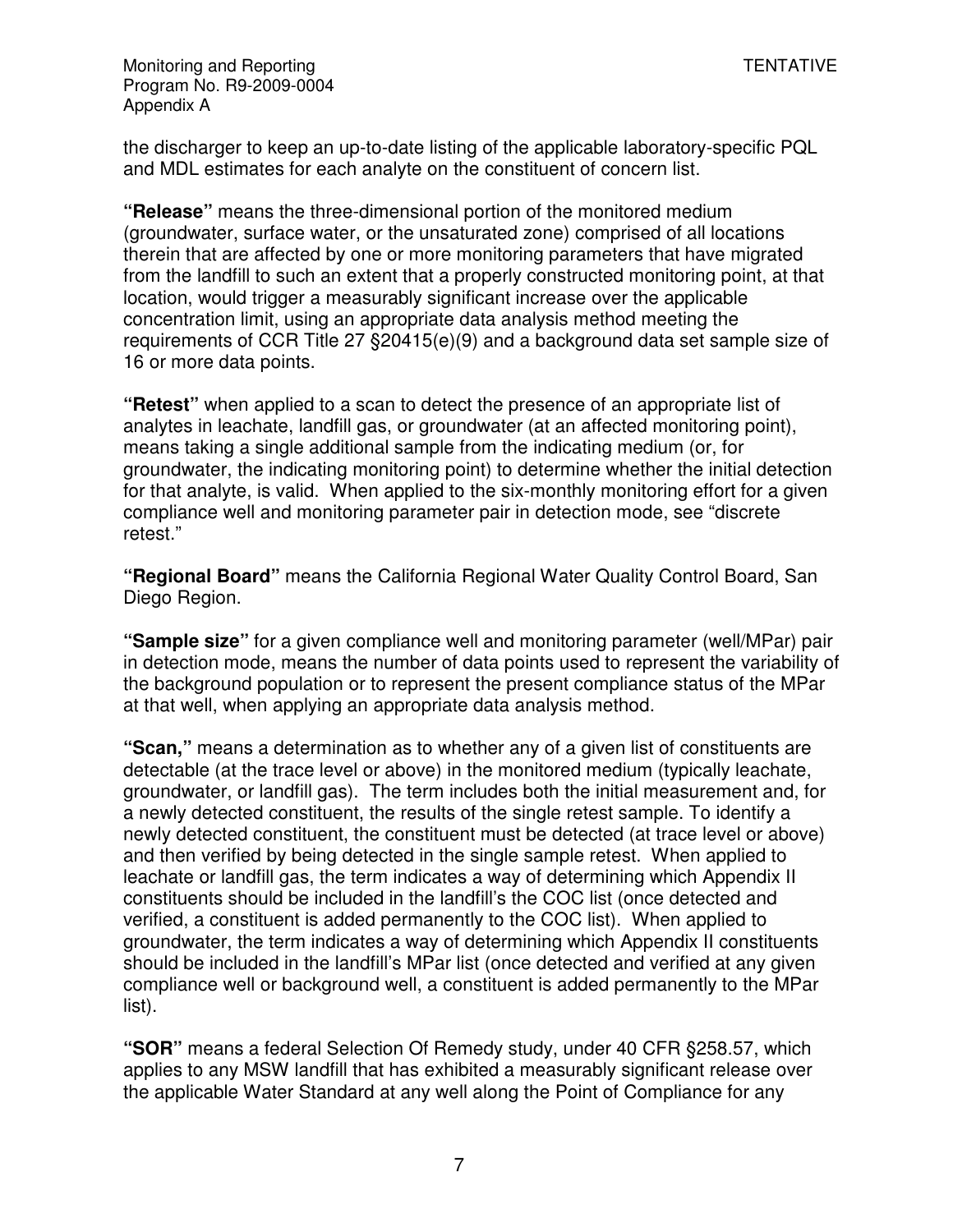the discharger to keep an up-to-date listing of the applicable laboratory-specific PQL and MDL estimates for each analyte on the constituent of concern list.

**"Release"** means the three-dimensional portion of the monitored medium (groundwater, surface water, or the unsaturated zone) comprised of all locations therein that are affected by one or more monitoring parameters that have migrated from the landfill to such an extent that a properly constructed monitoring point, at that location, would trigger a measurably significant increase over the applicable concentration limit, using an appropriate data analysis method meeting the requirements of CCR Title 27 §20415(e)(9) and a background data set sample size of 16 or more data points.

**"Retest"** when applied to a scan to detect the presence of an appropriate list of analytes in leachate, landfill gas, or groundwater (at an affected monitoring point), means taking a single additional sample from the indicating medium (or, for groundwater, the indicating monitoring point) to determine whether the initial detection for that analyte, is valid. When applied to the six-monthly monitoring effort for a given compliance well and monitoring parameter pair in detection mode, see "discrete retest."

**"Regional Board"** means the California Regional Water Quality Control Board, San Diego Region.

**"Sample size"** for a given compliance well and monitoring parameter (well/MPar) pair in detection mode, means the number of data points used to represent the variability of the background population or to represent the present compliance status of the MPar at that well, when applying an appropriate data analysis method.

**"Scan,"** means a determination as to whether any of a given list of constituents are detectable (at the trace level or above) in the monitored medium (typically leachate, groundwater, or landfill gas). The term includes both the initial measurement and, for a newly detected constituent, the results of the single retest sample. To identify a newly detected constituent, the constituent must be detected (at trace level or above) and then verified by being detected in the single sample retest. When applied to leachate or landfill gas, the term indicates a way of determining which Appendix II constituents should be included in the landfill's the COC list (once detected and verified, a constituent is added permanently to the COC list). When applied to groundwater, the term indicates a way of determining which Appendix II constituents should be included in the landfill's MPar list (once detected and verified at any given compliance well or background well, a constituent is added permanently to the MPar list).

**"SOR"** means a federal Selection Of Remedy study, under 40 CFR §258.57, which applies to any MSW landfill that has exhibited a measurably significant release over the applicable Water Standard at any well along the Point of Compliance for any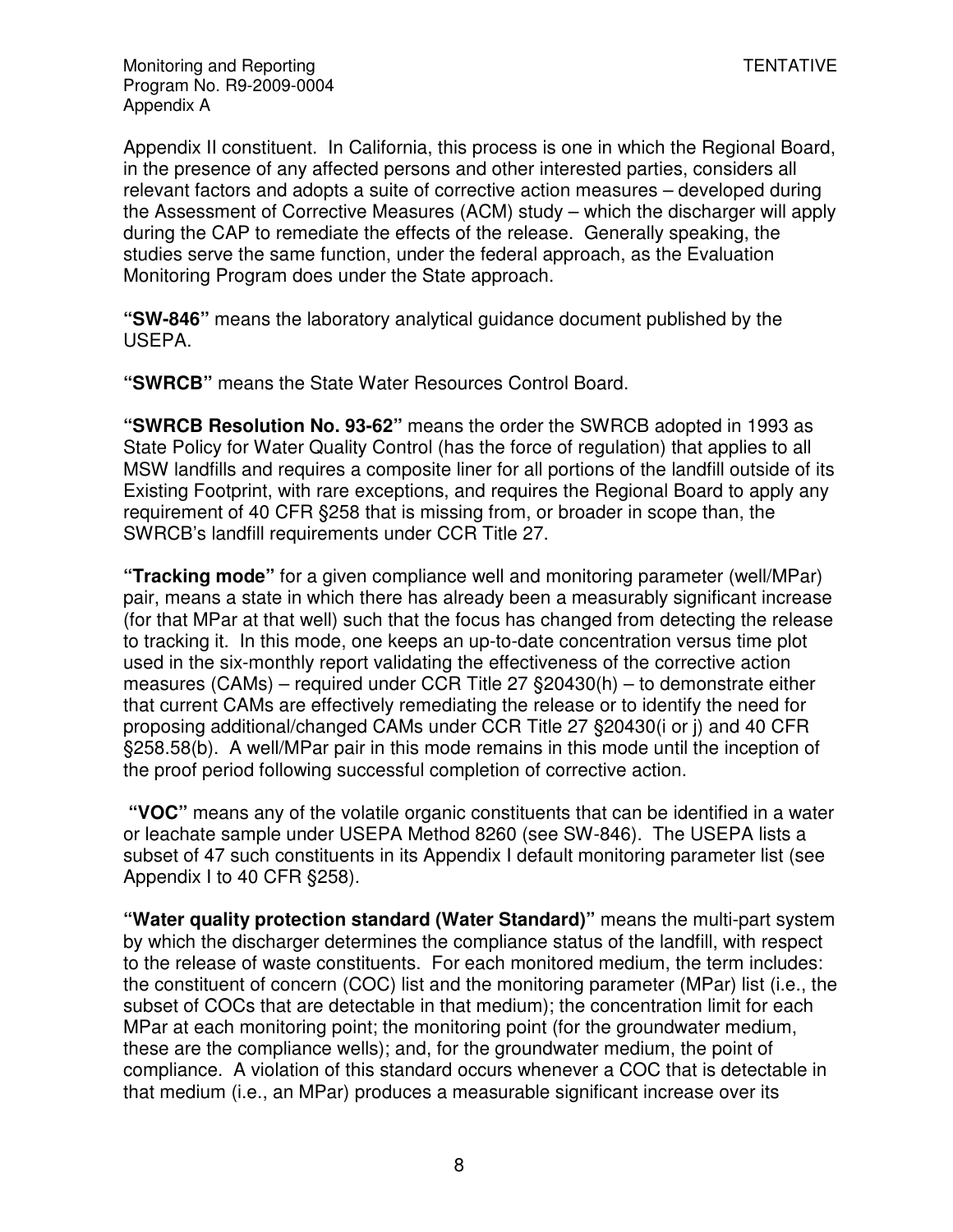Appendix II constituent. In California, this process is one in which the Regional Board, in the presence of any affected persons and other interested parties, considers all relevant factors and adopts a suite of corrective action measures – developed during the Assessment of Corrective Measures (ACM) study – which the discharger will apply during the CAP to remediate the effects of the release. Generally speaking, the studies serve the same function, under the federal approach, as the Evaluation Monitoring Program does under the State approach.

**"SW-846"** means the laboratory analytical guidance document published by the USEPA.

**"SWRCB"** means the State Water Resources Control Board.

**"SWRCB Resolution No. 93-62"** means the order the SWRCB adopted in 1993 as State Policy for Water Quality Control (has the force of regulation) that applies to all MSW landfills and requires a composite liner for all portions of the landfill outside of its Existing Footprint, with rare exceptions, and requires the Regional Board to apply any requirement of 40 CFR §258 that is missing from, or broader in scope than, the SWRCB's landfill requirements under CCR Title 27.

**"Tracking mode"** for a given compliance well and monitoring parameter (well/MPar) pair, means a state in which there has already been a measurably significant increase (for that MPar at that well) such that the focus has changed from detecting the release to tracking it. In this mode, one keeps an up-to-date concentration versus time plot used in the six-monthly report validating the effectiveness of the corrective action measures (CAMs) – required under CCR Title 27 §20430(h) – to demonstrate either that current CAMs are effectively remediating the release or to identify the need for proposing additional/changed CAMs under CCR Title 27 §20430(i or j) and 40 CFR §258.58(b). A well/MPar pair in this mode remains in this mode until the inception of the proof period following successful completion of corrective action.

**"VOC"** means any of the volatile organic constituents that can be identified in a water or leachate sample under USEPA Method 8260 (see SW-846). The USEPA lists a subset of 47 such constituents in its Appendix I default monitoring parameter list (see Appendix I to 40 CFR §258).

**"Water quality protection standard (Water Standard)"** means the multi-part system by which the discharger determines the compliance status of the landfill, with respect to the release of waste constituents. For each monitored medium, the term includes: the constituent of concern (COC) list and the monitoring parameter (MPar) list (i.e., the subset of COCs that are detectable in that medium); the concentration limit for each MPar at each monitoring point; the monitoring point (for the groundwater medium, these are the compliance wells); and, for the groundwater medium, the point of compliance. A violation of this standard occurs whenever a COC that is detectable in that medium (i.e., an MPar) produces a measurable significant increase over its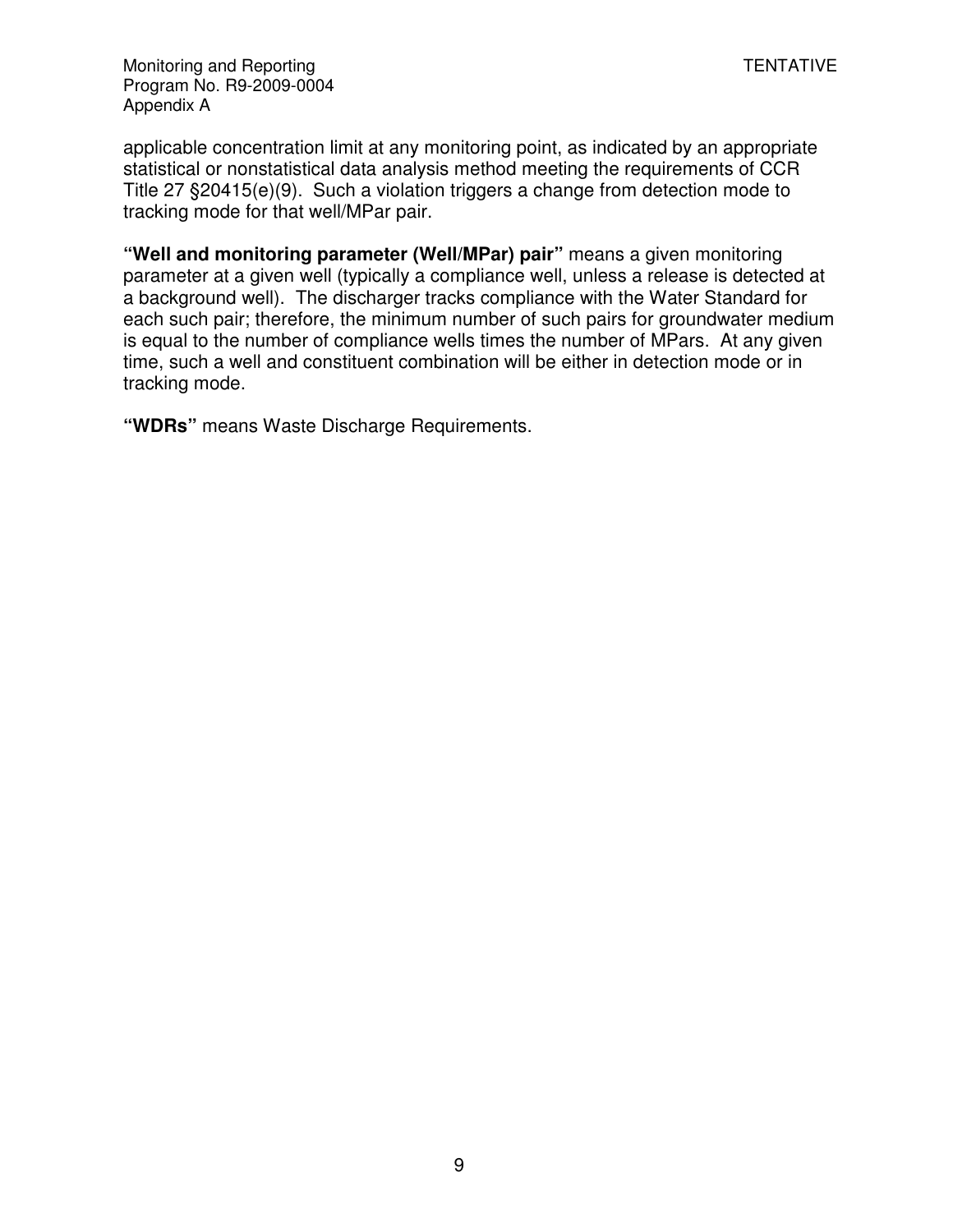applicable concentration limit at any monitoring point, as indicated by an appropriate statistical or nonstatistical data analysis method meeting the requirements of CCR Title 27 §20415(e)(9). Such a violation triggers a change from detection mode to tracking mode for that well/MPar pair.

**"Well and monitoring parameter (Well/MPar) pair"** means a given monitoring parameter at a given well (typically a compliance well, unless a release is detected at a background well). The discharger tracks compliance with the Water Standard for each such pair; therefore, the minimum number of such pairs for groundwater medium is equal to the number of compliance wells times the number of MPars. At any given time, such a well and constituent combination will be either in detection mode or in tracking mode.

**"WDRs"** means Waste Discharge Requirements.